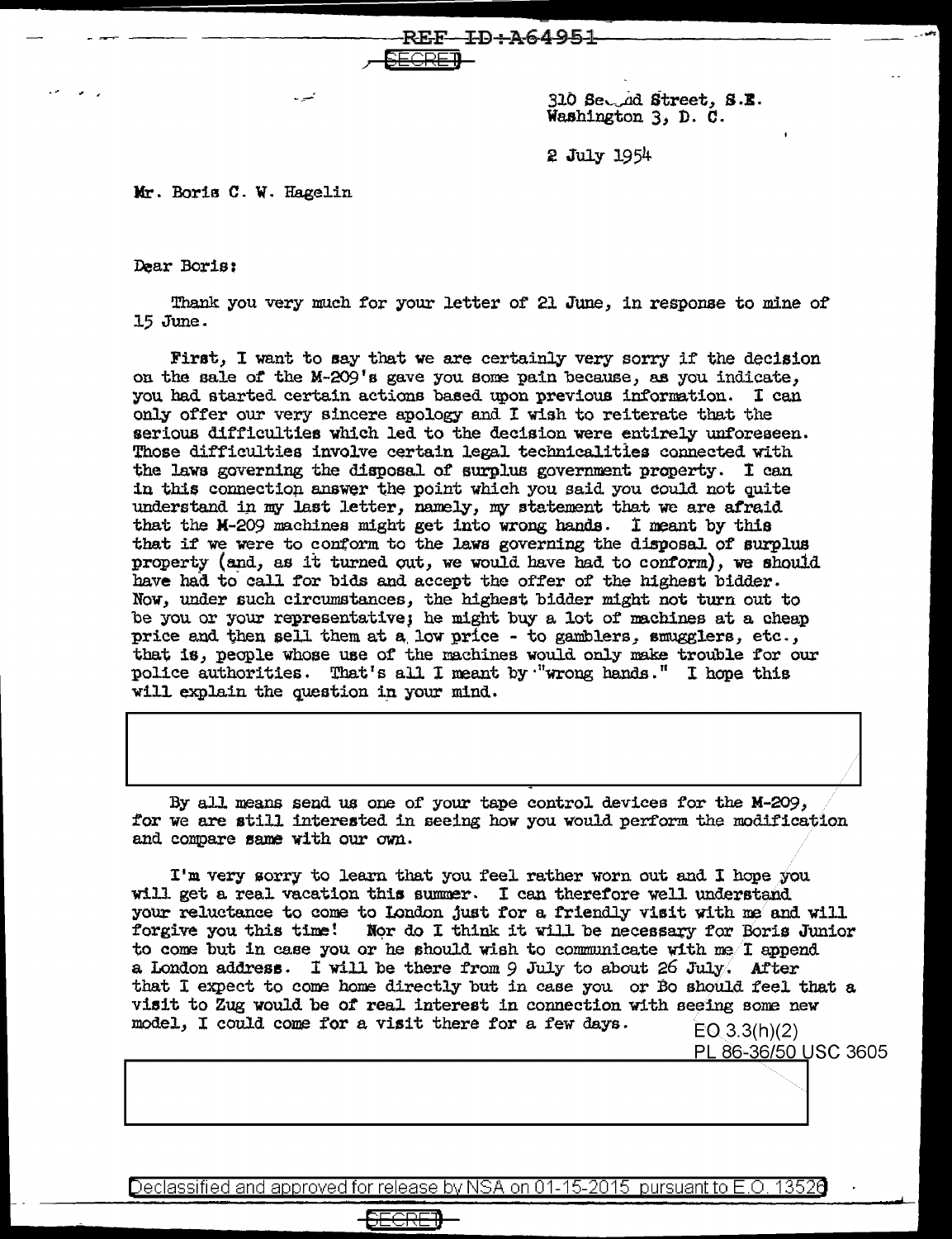REF ID:A64951

SECRET

310 Second Street, S.E.
Washington 3, D. C.

2 July 1954

Mr. Boris C. W. Hagelin

Dear Boris:

Thank you very much for your letter of 21 June, in response to mine of 15 June.

First, I want to say that we are certainly very sorry if the decision on the sale of the M-209's gave you some pain because, as you indicate, you had started certain actions based upon previous information. I can only offer our very sincere apology and I wish to reiterate that the serious difficulties which led to the decision were entirely unforeseen. Those difficulties involve certain legal technicalities connected with the laws governing the disposal of surplus government property. I can in this connection answer the point which you said you could not quite understand in my last letter, namely, my statement that we are afraid that the M-209 machines might get into wrong hands. I meant by this that if we were to conform to the laws governing the disposal of surplus property (and, as it turned out, we would have had to conform), we should have had to call for bids and accept the offer of the highest bidder. Now, under such circumstances, the highest bidder might not turn out to be you or your representative; he might buy a lot of machines at a cheap price and then sell them at a low price - to gamblers, smugglers, etc., that is, people whose use of the machines would only make trouble for our police authorities. That's all I meant by "wrong hands." I hope this will explain the question in your mind.

By all means send us one of your tape control devices for the M-209, for we are still interested in seeing how you would perform the modification and compare same with our own.

I'm very sorry to learn that you feel rather worn out and I hope you will get a real vacation this summer. I can therefore well understand your reluctance to come to London just for a friendly visit with me and will forgive you this time! Nor do I think it will be necessary for Boris Junior to come but in case you or he should wish to communicate with me I append a London address. I will be there from 9 July to about 26 July. After that I expect to come home directly but in case you or Bo should feel that a visit to Zug would be of real interest in connection with seeing some new model, I could come for a visit there for a few days.

EO 3.3(h)(2)
PL 86-36/50 USC 3605

Declassified and approved for release by NSA on 01-15-2015 pursuant to E.O. 13526

SECRET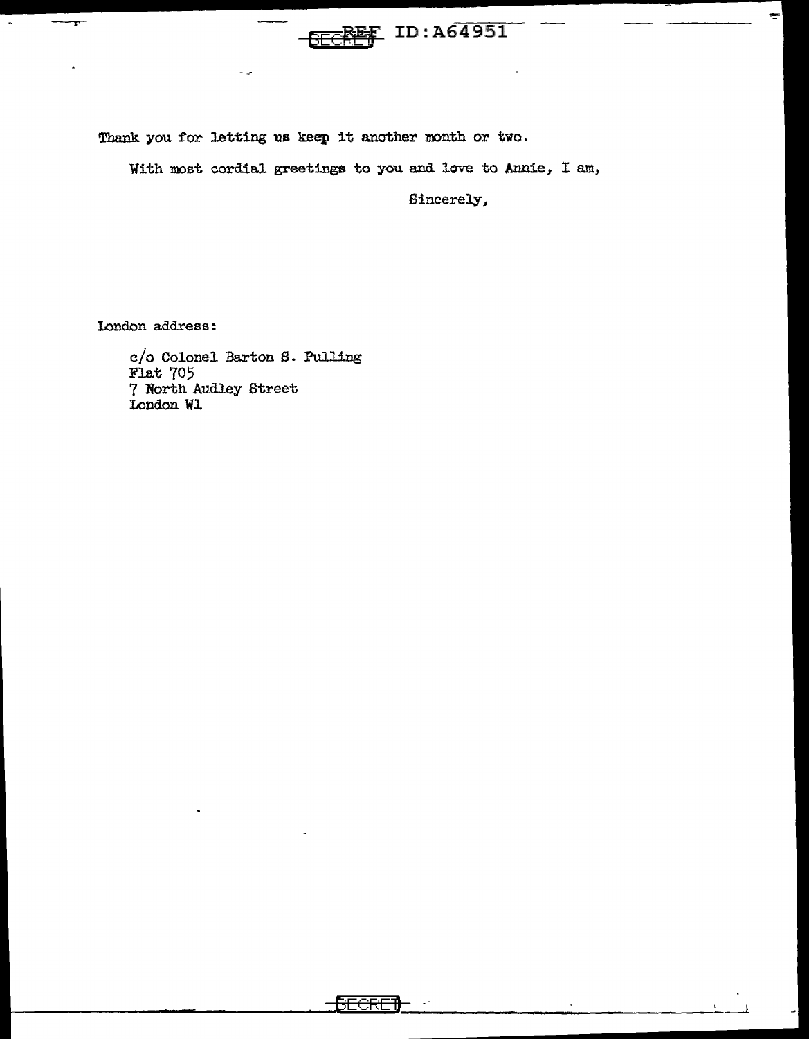Thank you for letting us keep it another month or two.

With most cordial greetings to you and love to Annie, I am,

Sincerely,

London address:

c/o Colonel Barton S. Pulling
Flat 705
7 North Audley Street
London W1